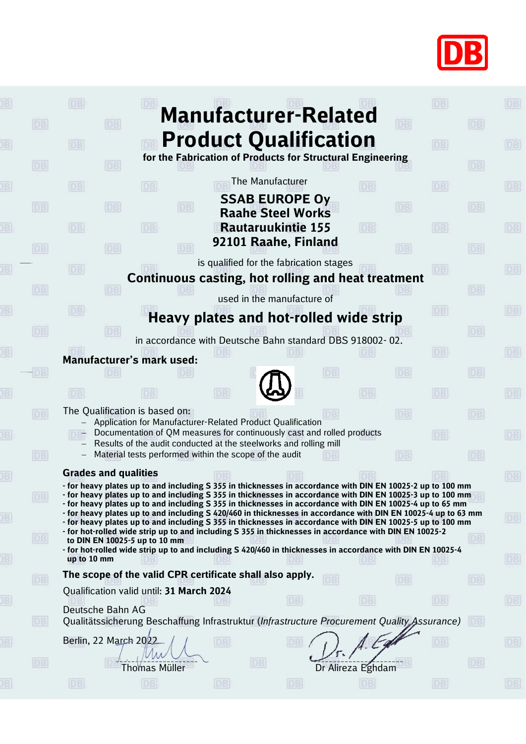# Manufacturer-Related Product Qualification

**for the Fabrication of Products for Structural Engineering**

The Manufacturer

**SSAB EUROPE Oy**
**Raahe Steel Works**
**Rautaruukintie 155**
**92101 Raahe, Finland**

is qualified for the fabrication stages

## Continuous casting, hot rolling and heat treatment

used in the manufacture of

## Heavy plates and hot-rolled wide strip

in accordance with Deutsche Bahn standard DBS 918002- 02.

**Manufacturer's mark used:**

The Qualification is based on:

- Application for Manufacturer-Related Product Qualification
- Documentation of QM measures for continuously cast and rolled products
- Results of the audit conducted at the steelworks and rolling mill
- Material tests performed within the scope of the audit

**Grades and qualities**

- **for heavy plates up to and including S 355 in thicknesses in accordance with DIN EN 10025-2 up to 100 mm**
- **for heavy plates up to and including S 355 in thicknesses in accordance with DIN EN 10025-3 up to 100 mm**
- **for heavy plates up to and including S 355 in thicknesses in accordance with DIN EN 10025-4 up to 65 mm**
- **for heavy plates up to and including S 420/460 in thicknesses in accordance with DIN EN 10025-4 up to 63 mm**
- **for heavy plates up to and including S 355 in thicknesses in accordance with DIN EN 10025-5 up to 100 mm**
- **for hot-rolled wide strip up to and including S 355 in thicknesses in accordance with DIN EN 10025-2 to DIN EN 10025-5 up to 10 mm**
- **for hot-rolled wide strip up to and including S 420/460 in thicknesses in accordance with DIN EN 10025-4 up to 10 mm**

**The scope of the valid CPR certificate shall also apply.**

Qualification valid until: **31 March 2024**

Deutsche Bahn AG
Qualitätssicherung Beschaffung Infrastruktur (*Infrastructure Procurement Quality Assurance*)

Berlin, 22 March 2022

Thomas Müller

Dr Alireza Eghdam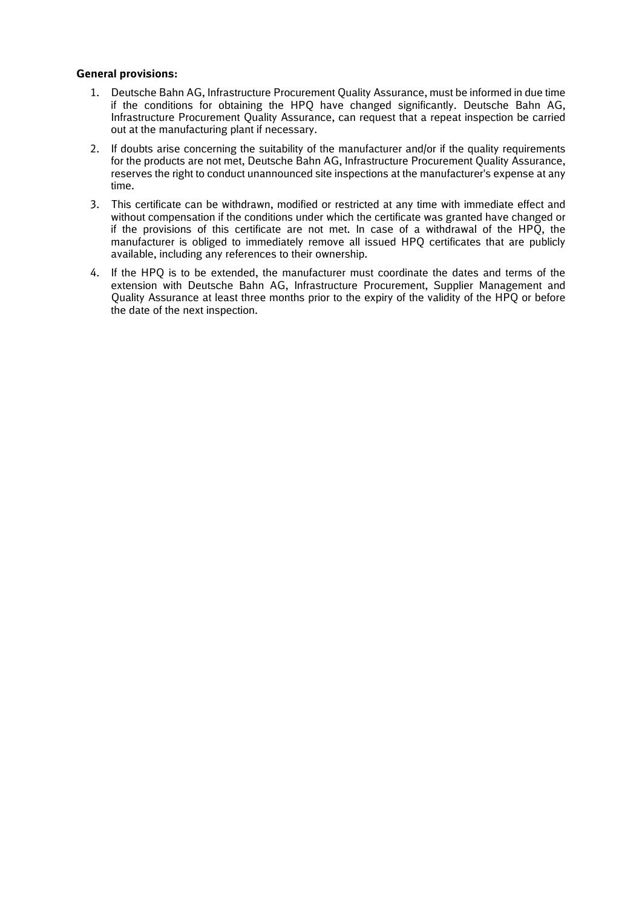**General provisions:**

1. Deutsche Bahn AG, Infrastructure Procurement Quality Assurance, must be informed in due time if the conditions for obtaining the HPQ have changed significantly. Deutsche Bahn AG, Infrastructure Procurement Quality Assurance, can request that a repeat inspection be carried out at the manufacturing plant if necessary.
2. If doubts arise concerning the suitability of the manufacturer and/or if the quality requirements for the products are not met, Deutsche Bahn AG, Infrastructure Procurement Quality Assurance, reserves the right to conduct unannounced site inspections at the manufacturer's expense at any time.
3. This certificate can be withdrawn, modified or restricted at any time with immediate effect and without compensation if the conditions under which the certificate was granted have changed or if the provisions of this certificate are not met. In case of a withdrawal of the HPQ, the manufacturer is obliged to immediately remove all issued HPQ certificates that are publicly available, including any references to their ownership.
4. If the HPQ is to be extended, the manufacturer must coordinate the dates and terms of the extension with Deutsche Bahn AG, Infrastructure Procurement, Supplier Management and Quality Assurance at least three months prior to the expiry of the validity of the HPQ or before the date of the next inspection.